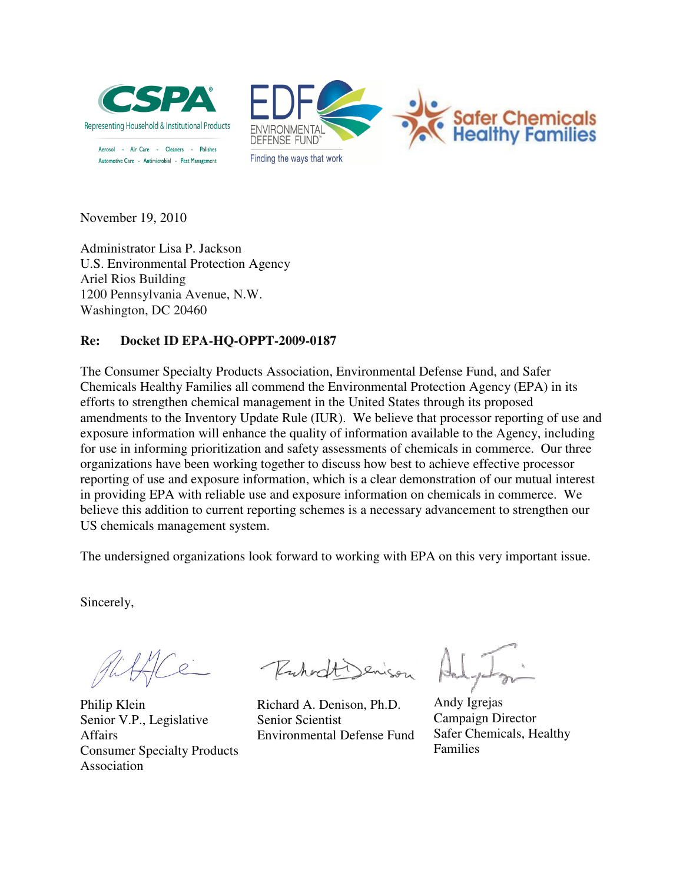CSPA
Representing Household & Institutional Products
Aerosol - Air Care - Cleaners - Polishes
Automotive Care - Antimicrobial - Pest Management

EDF ENVIRONMENTAL DEFENSE FUND
Finding the ways that work

Safer Chemicals Healthy Families

November 19, 2010

Administrator Lisa P. Jackson
U.S. Environmental Protection Agency
Ariel Rios Building
1200 Pennsylvania Avenue, N.W.
Washington, DC 20460

**Re: Docket ID EPA-HQ-OPPT-2009-0187**

The Consumer Specialty Products Association, Environmental Defense Fund, and Safer Chemicals Healthy Families all commend the Environmental Protection Agency (EPA) in its efforts to strengthen chemical management in the United States through its proposed amendments to the Inventory Update Rule (IUR). We believe that processor reporting of use and exposure information will enhance the quality of information available to the Agency, including for use in informing prioritization and safety assessments of chemicals in commerce. Our three organizations have been working together to discuss how best to achieve effective processor reporting of use and exposure information, which is a clear demonstration of our mutual interest in providing EPA with reliable use and exposure information on chemicals in commerce. We believe this addition to current reporting schemes is a necessary advancement to strengthen our US chemicals management system.

The undersigned organizations look forward to working with EPA on this very important issue.

Sincerely,

Philip Klein
Senior V.P., Legislative Affairs
Consumer Specialty Products Association

Richard A. Denison, Ph.D.
Senior Scientist
Environmental Defense Fund

Andy Igrejas
Campaign Director
Safer Chemicals, Healthy Families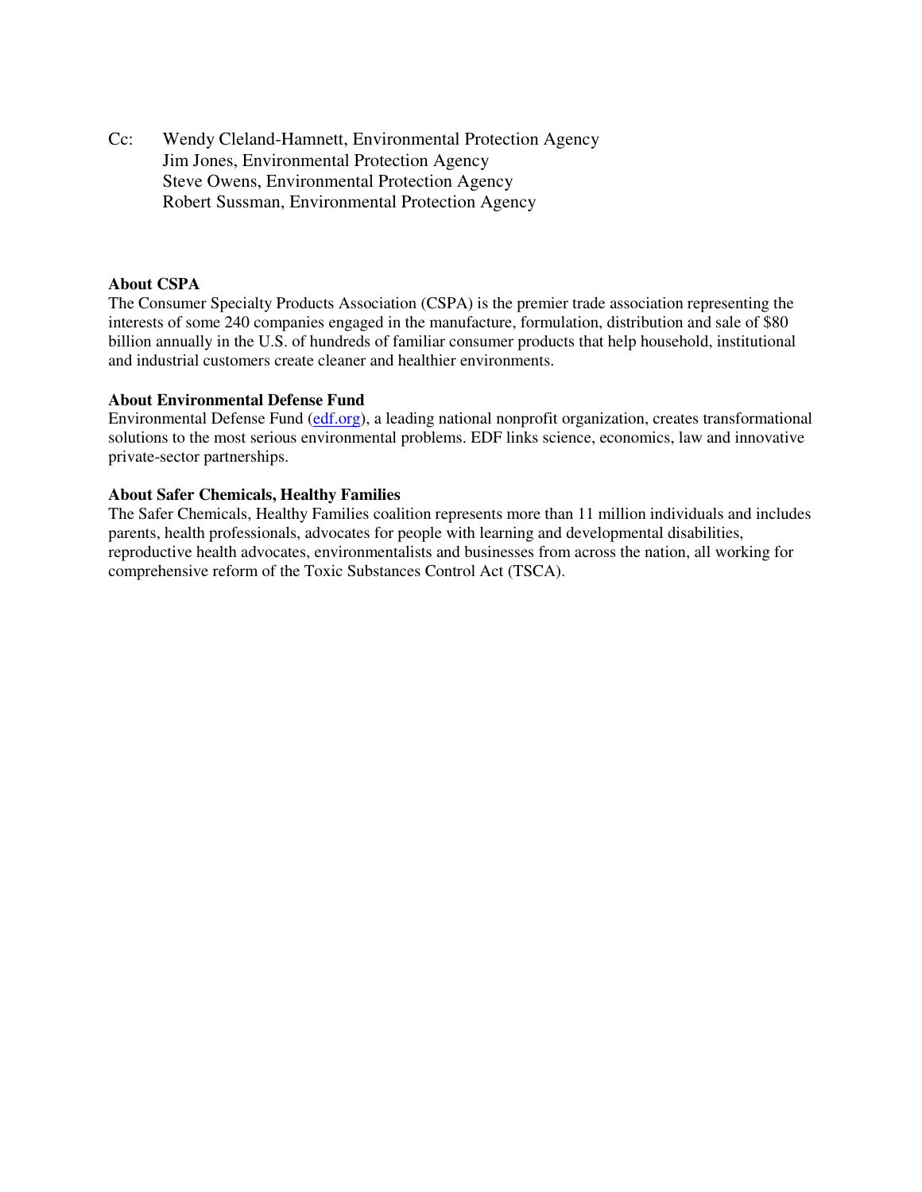Cc: Wendy Cleland-Hamnett, Environmental Protection Agency
Jim Jones, Environmental Protection Agency
Steve Owens, Environmental Protection Agency
Robert Sussman, Environmental Protection Agency

**About CSPA**
The Consumer Specialty Products Association (CSPA) is the premier trade association representing the interests of some 240 companies engaged in the manufacture, formulation, distribution and sale of $80 billion annually in the U.S. of hundreds of familiar consumer products that help household, institutional and industrial customers create cleaner and healthier environments.

**About Environmental Defense Fund**
Environmental Defense Fund (edf.org), a leading national nonprofit organization, creates transformational solutions to the most serious environmental problems. EDF links science, economics, law and innovative private-sector partnerships.

**About Safer Chemicals, Healthy Families**
The Safer Chemicals, Healthy Families coalition represents more than 11 million individuals and includes parents, health professionals, advocates for people with learning and developmental disabilities, reproductive health advocates, environmentalists and businesses from across the nation, all working for comprehensive reform of the Toxic Substances Control Act (TSCA).